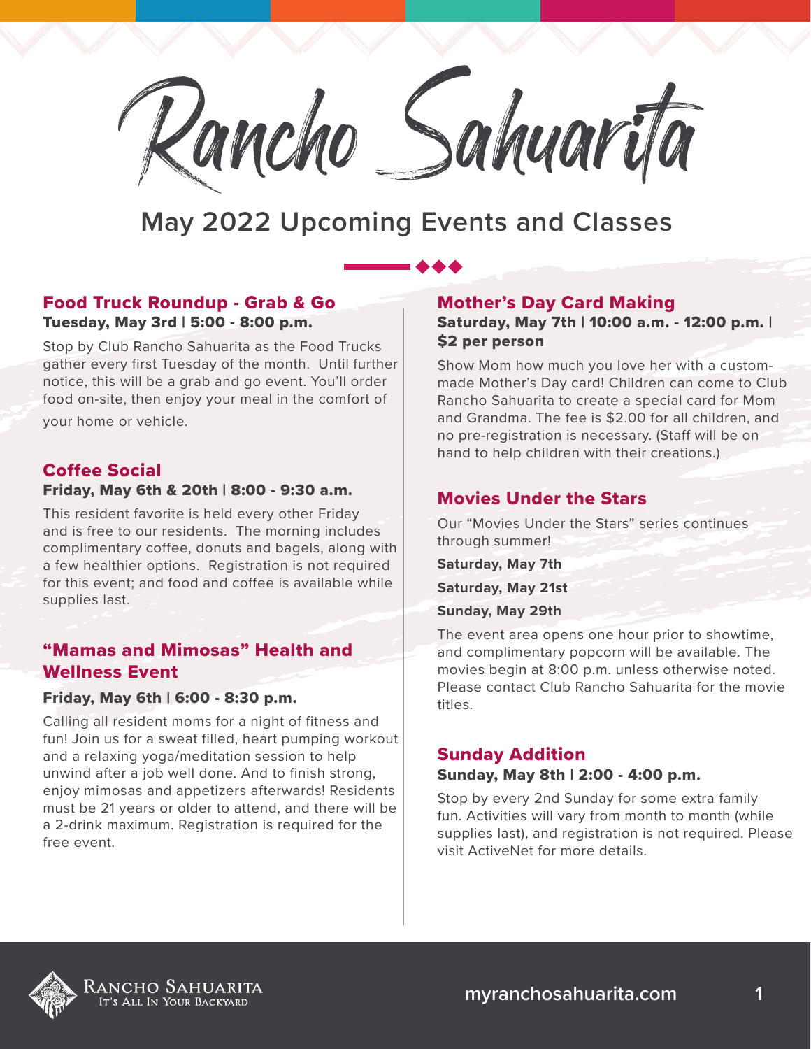# Rancho Sahuarita

## May 2022 Upcoming Events and Classes

### Food Truck Roundup - Grab & Go

**Tuesday, May 3rd | 5:00 - 8:00 p.m.**

Stop by Club Rancho Sahuarita as the Food Trucks gather every first Tuesday of the month. Until further notice, this will be a grab and go event. You'll order food on-site, then enjoy your meal in the comfort of your home or vehicle.

### Coffee Social

**Friday, May 6th & 20th | 8:00 - 9:30 a.m.**

This resident favorite is held every other Friday and is free to our residents. The morning includes complimentary coffee, donuts and bagels, along with a few healthier options. Registration is not required for this event; and food and coffee is available while supplies last.

### "Mamas and Mimosas" Health and Wellness Event

**Friday, May 6th | 6:00 - 8:30 p.m.**

Calling all resident moms for a night of fitness and fun! Join us for a sweat filled, heart pumping workout and a relaxing yoga/meditation session to help unwind after a job well done. And to finish strong, enjoy mimosas and appetizers afterwards! Residents must be 21 years or older to attend, and there will be a 2-drink maximum. Registration is required for the free event.

### Mother's Day Card Making

**Saturday, May 7th | 10:00 a.m. - 12:00 p.m. | $2 per person**

Show Mom how much you love her with a custom-made Mother's Day card! Children can come to Club Rancho Sahuarita to create a special card for Mom and Grandma. The fee is $2.00 for all children, and no pre-registration is necessary. (Staff will be on hand to help children with their creations.)

### Movies Under the Stars

Our "Movies Under the Stars" series continues through summer!

**Saturday, May 7th**

**Saturday, May 21st**

**Sunday, May 29th**

The event area opens one hour prior to showtime, and complimentary popcorn will be available. The movies begin at 8:00 p.m. unless otherwise noted. Please contact Club Rancho Sahuarita for the movie titles.

### Sunday Addition

**Sunday, May 8th | 2:00 - 4:00 p.m.**

Stop by every 2nd Sunday for some extra family fun. Activities will vary from month to month (while supplies last), and registration is not required. Please visit ActiveNet for more details.

Rancho Sahuarita
It's All In Your Backyard

myranchosahuarita.com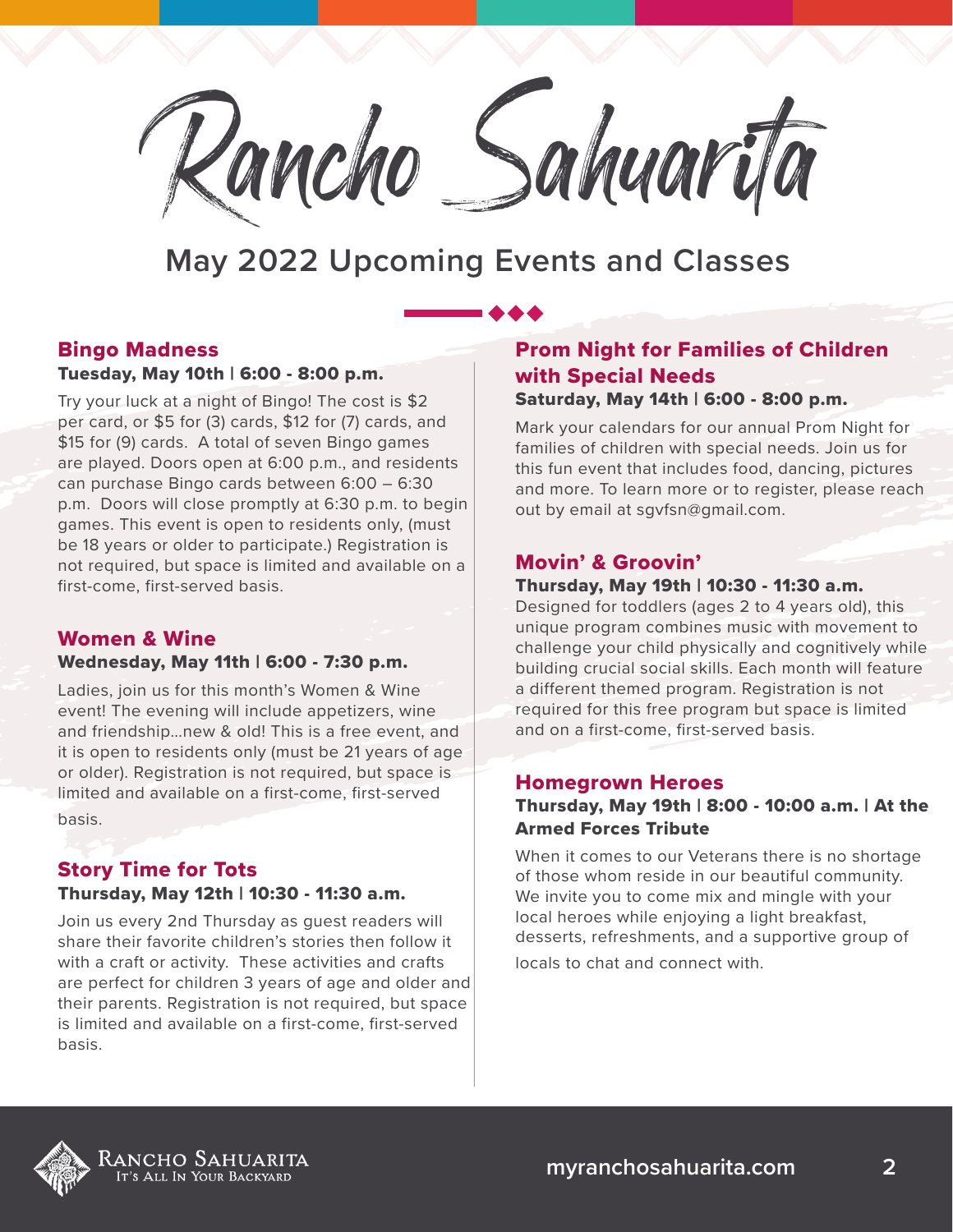# Rancho Sahuarita

## May 2022 Upcoming Events and Classes

### Bingo Madness

**Tuesday, May 10th | 6:00 - 8:00 p.m.**

Try your luck at a night of Bingo! The cost is $2 per card, or $5 for (3) cards, $12 for (7) cards, and $15 for (9) cards. A total of seven Bingo games are played. Doors open at 6:00 p.m., and residents can purchase Bingo cards between 6:00 – 6:30 p.m. Doors will close promptly at 6:30 p.m. to begin games. This event is open to residents only, (must be 18 years or older to participate.) Registration is not required, but space is limited and available on a first-come, first-served basis.

### Women & Wine

**Wednesday, May 11th | 6:00 - 7:30 p.m.**

Ladies, join us for this month's Women & Wine event! The evening will include appetizers, wine and friendship…new & old! This is a free event, and it is open to residents only (must be 21 years of age or older). Registration is not required, but space is limited and available on a first-come, first-served basis.

### Story Time for Tots

**Thursday, May 12th | 10:30 - 11:30 a.m.**

Join us every 2nd Thursday as guest readers will share their favorite children's stories then follow it with a craft or activity. These activities and crafts are perfect for children 3 years of age and older and their parents. Registration is not required, but space is limited and available on a first-come, first-served basis.

### Prom Night for Families of Children with Special Needs

**Saturday, May 14th | 6:00 - 8:00 p.m.**

Mark your calendars for our annual Prom Night for families of children with special needs. Join us for this fun event that includes food, dancing, pictures and more. To learn more or to register, please reach out by email at sgvfsn@gmail.com.

### Movin' & Groovin'

**Thursday, May 19th | 10:30 - 11:30 a.m.**

Designed for toddlers (ages 2 to 4 years old), this unique program combines music with movement to challenge your child physically and cognitively while building crucial social skills. Each month will feature a different themed program. Registration is not required for this free program but space is limited and on a first-come, first-served basis.

### Homegrown Heroes

**Thursday, May 19th | 8:00 - 10:00 a.m. | At the Armed Forces Tribute**

When it comes to our Veterans there is no shortage of those whom reside in our beautiful community. We invite you to come mix and mingle with your local heroes while enjoying a light breakfast, desserts, refreshments, and a supportive group of locals to chat and connect with.

Rancho Sahuarita
It's All In Your Backyard

myranchosahuarita.com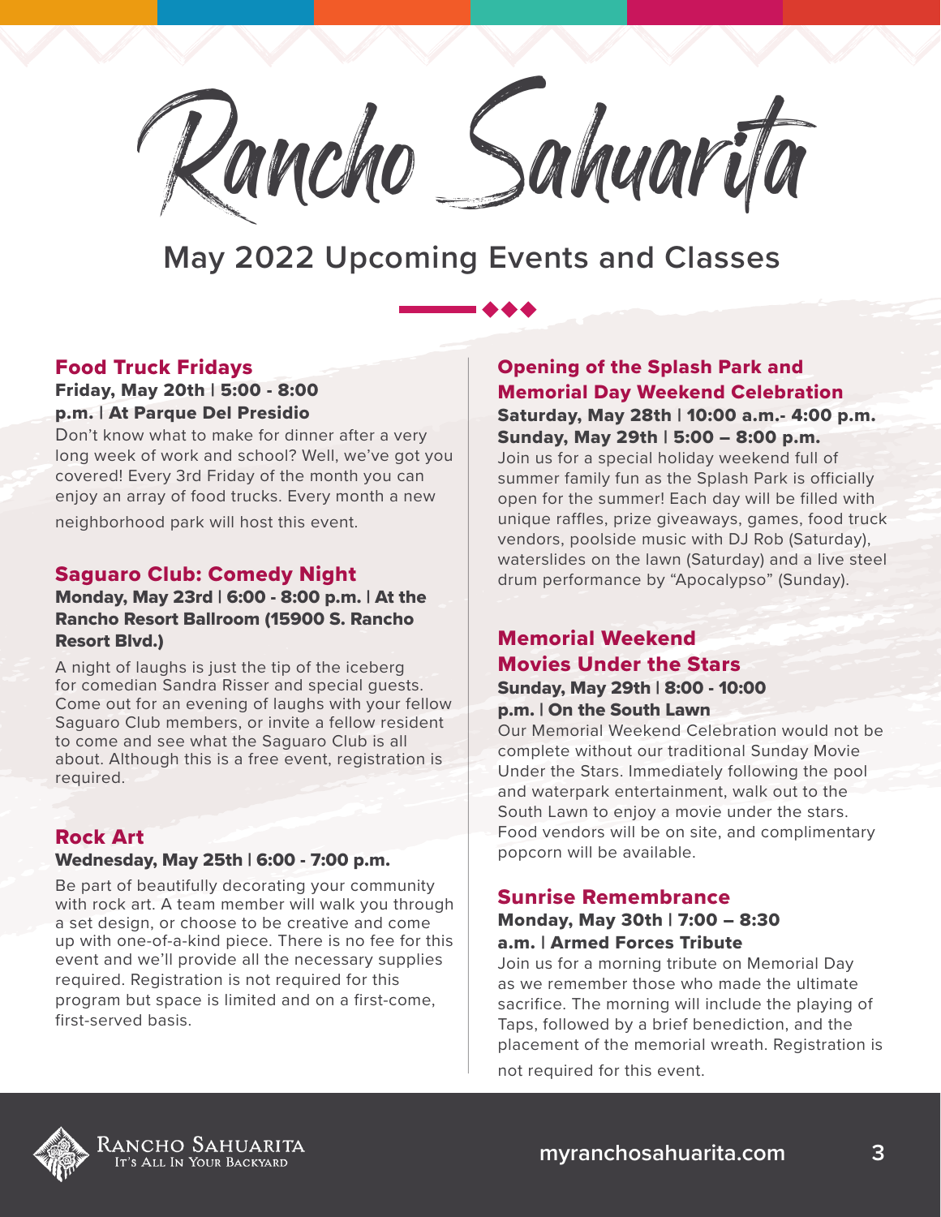# Rancho Sahuarita

## May 2022 Upcoming Events and Classes

### Food Truck Fridays

**Friday, May 20th | 5:00 - 8:00 p.m. | At Parque Del Presidio**

Don't know what to make for dinner after a very long week of work and school? Well, we've got you covered! Every 3rd Friday of the month you can enjoy an array of food trucks. Every month a new neighborhood park will host this event.

### Saguaro Club: Comedy Night

**Monday, May 23rd | 6:00 - 8:00 p.m. | At the Rancho Resort Ballroom (15900 S. Rancho Resort Blvd.)**

A night of laughs is just the tip of the iceberg for comedian Sandra Risser and special guests. Come out for an evening of laughs with your fellow Saguaro Club members, or invite a fellow resident to come and see what the Saguaro Club is all about. Although this is a free event, registration is required.

### Rock Art

**Wednesday, May 25th | 6:00 - 7:00 p.m.**

Be part of beautifully decorating your community with rock art. A team member will walk you through a set design, or choose to be creative and come up with one-of-a-kind piece. There is no fee for this event and we'll provide all the necessary supplies required. Registration is not required for this program but space is limited and on a first-come, first-served basis.

### Opening of the Splash Park and Memorial Day Weekend Celebration

**Saturday, May 28th | 10:00 a.m.- 4:00 p.m.**
**Sunday, May 29th | 5:00 – 8:00 p.m.**

Join us for a special holiday weekend full of summer family fun as the Splash Park is officially open for the summer! Each day will be filled with unique raffles, prize giveaways, games, food truck vendors, poolside music with DJ Rob (Saturday), waterslides on the lawn (Saturday) and a live steel drum performance by "Apocalypso" (Sunday).

### Memorial Weekend Movies Under the Stars

**Sunday, May 29th | 8:00 - 10:00 p.m. | On the South Lawn**

Our Memorial Weekend Celebration would not be complete without our traditional Sunday Movie Under the Stars. Immediately following the pool and waterpark entertainment, walk out to the South Lawn to enjoy a movie under the stars. Food vendors will be on site, and complimentary popcorn will be available.

### Sunrise Remembrance

**Monday, May 30th | 7:00 – 8:30 a.m. | Armed Forces Tribute**

Join us for a morning tribute on Memorial Day as we remember those who made the ultimate sacrifice. The morning will include the playing of Taps, followed by a brief benediction, and the placement of the memorial wreath. Registration is not required for this event.

Rancho Sahuarita
It's All In Your Backyard

myranchosahuarita.com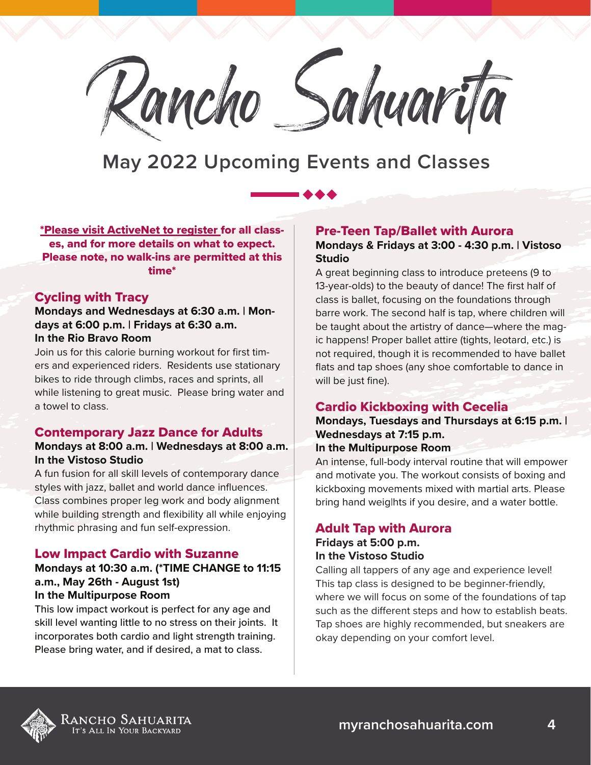# Rancho Sahuarita

## May 2022 Upcoming Events and Classes

**[*Please visit ActiveNet to register] for all classes, and for more details on what to expect. Please note, no walk-ins are permitted at this time***

### Cycling with Tracy

**Mondays and Wednesdays at 6:30 a.m. | Mondays at 6:00 p.m. | Fridays at 6:30 a.m.**
**In the Rio Bravo Room**

Join us for this calorie burning workout for first timers and experienced riders. Residents use stationary bikes to ride through climbs, races and sprints, all while listening to great music. Please bring water and a towel to class.

### Contemporary Jazz Dance for Adults

**Mondays at 8:00 a.m. | Wednesdays at 8:00 a.m.**
**In the Vistoso Studio**

A fun fusion for all skill levels of contemporary dance styles with jazz, ballet and world dance influences. Class combines proper leg work and body alignment while building strength and flexibility all while enjoying rhythmic phrasing and fun self-expression.

### Low Impact Cardio with Suzanne

**Mondays at 10:30 a.m. (*TIME CHANGE to 11:15 a.m., May 26th - August 1st)**
**In the Multipurpose Room**

This low impact workout is perfect for any age and skill level wanting little to no stress on their joints. It incorporates both cardio and light strength training. Please bring water, and if desired, a mat to class.

### Pre-Teen Tap/Ballet with Aurora

**Mondays & Fridays at 3:00 - 4:30 p.m. | Vistoso Studio**

A great beginning class to introduce preteens (9 to 13-year-olds) to the beauty of dance! The first half of class is ballet, focusing on the foundations through barre work. The second half is tap, where children will be taught about the artistry of dance—where the magic happens! Proper ballet attire (tights, leotard, etc.) is not required, though it is recommended to have ballet flats and tap shoes (any shoe comfortable to dance in will be just fine).

### Cardio Kickboxing with Cecelia

**Mondays, Tuesdays and Thursdays at 6:15 p.m. | Wednesdays at 7:15 p.m.**
**In the Multipurpose Room**

An intense, full-body interval routine that will empower and motivate you. The workout consists of boxing and kickboxing movements mixed with martial arts. Please bring hand weights if you desire, and a water bottle.

### Adult Tap with Aurora

**Fridays at 5:00 p.m.**
**In the Vistoso Studio**

Calling all tappers of any age and experience level! This tap class is designed to be beginner-friendly, where we will focus on some of the foundations of tap such as the different steps and how to establish beats. Tap shoes are highly recommended, but sneakers are okay depending on your comfort level.

Rancho Sahuarita — It's All In Your Backyard

myranchosahuarita.com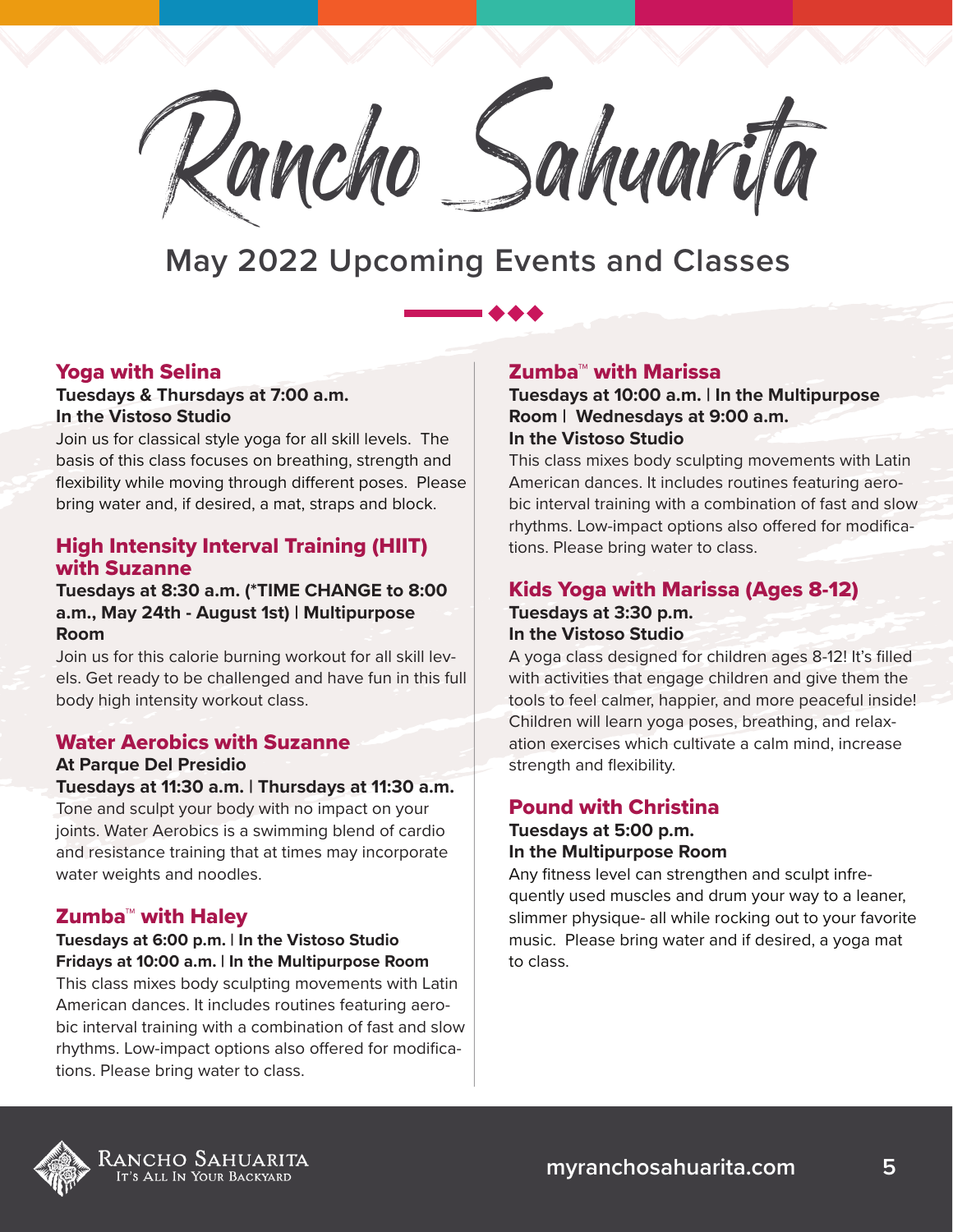# Rancho Sahuarita

## May 2022 Upcoming Events and Classes

### Yoga with Selina

**Tuesdays & Thursdays at 7:00 a.m.**
**In the Vistoso Studio**

Join us for classical style yoga for all skill levels. The basis of this class focuses on breathing, strength and flexibility while moving through different poses. Please bring water and, if desired, a mat, straps and block.

### High Intensity Interval Training (HIIT) with Suzanne

**Tuesdays at 8:30 a.m. (*TIME CHANGE to 8:00 a.m., May 24th - August 1st) | Multipurpose Room**

Join us for this calorie burning workout for all skill levels. Get ready to be challenged and have fun in this full body high intensity workout class.

### Water Aerobics with Suzanne

**At Parque Del Presidio**
**Tuesdays at 11:30 a.m. | Thursdays at 11:30 a.m.**

Tone and sculpt your body with no impact on your joints. Water Aerobics is a swimming blend of cardio and resistance training that at times may incorporate water weights and noodles.

### Zumba™ with Haley

**Tuesdays at 6:00 p.m. | In the Vistoso Studio**
**Fridays at 10:00 a.m. | In the Multipurpose Room**

This class mixes body sculpting movements with Latin American dances. It includes routines featuring aerobic interval training with a combination of fast and slow rhythms. Low-impact options also offered for modifications. Please bring water to class.

### Zumba™ with Marissa

**Tuesdays at 10:00 a.m. | In the Multipurpose Room | Wednesdays at 9:00 a.m.**
**In the Vistoso Studio**

This class mixes body sculpting movements with Latin American dances. It includes routines featuring aerobic interval training with a combination of fast and slow rhythms. Low-impact options also offered for modifications. Please bring water to class.

### Kids Yoga with Marissa (Ages 8-12)

**Tuesdays at 3:30 p.m.**
**In the Vistoso Studio**

A yoga class designed for children ages 8-12! It's filled with activities that engage children and give them the tools to feel calmer, happier, and more peaceful inside! Children will learn yoga poses, breathing, and relaxation exercises which cultivate a calm mind, increase strength and flexibility.

### Pound with Christina

**Tuesdays at 5:00 p.m.**
**In the Multipurpose Room**

Any fitness level can strengthen and sculpt infrequently used muscles and drum your way to a leaner, slimmer physique- all while rocking out to your favorite music. Please bring water and if desired, a yoga mat to class.

Rancho Sahuarita
It's All In Your Backyard

myranchosahuarita.com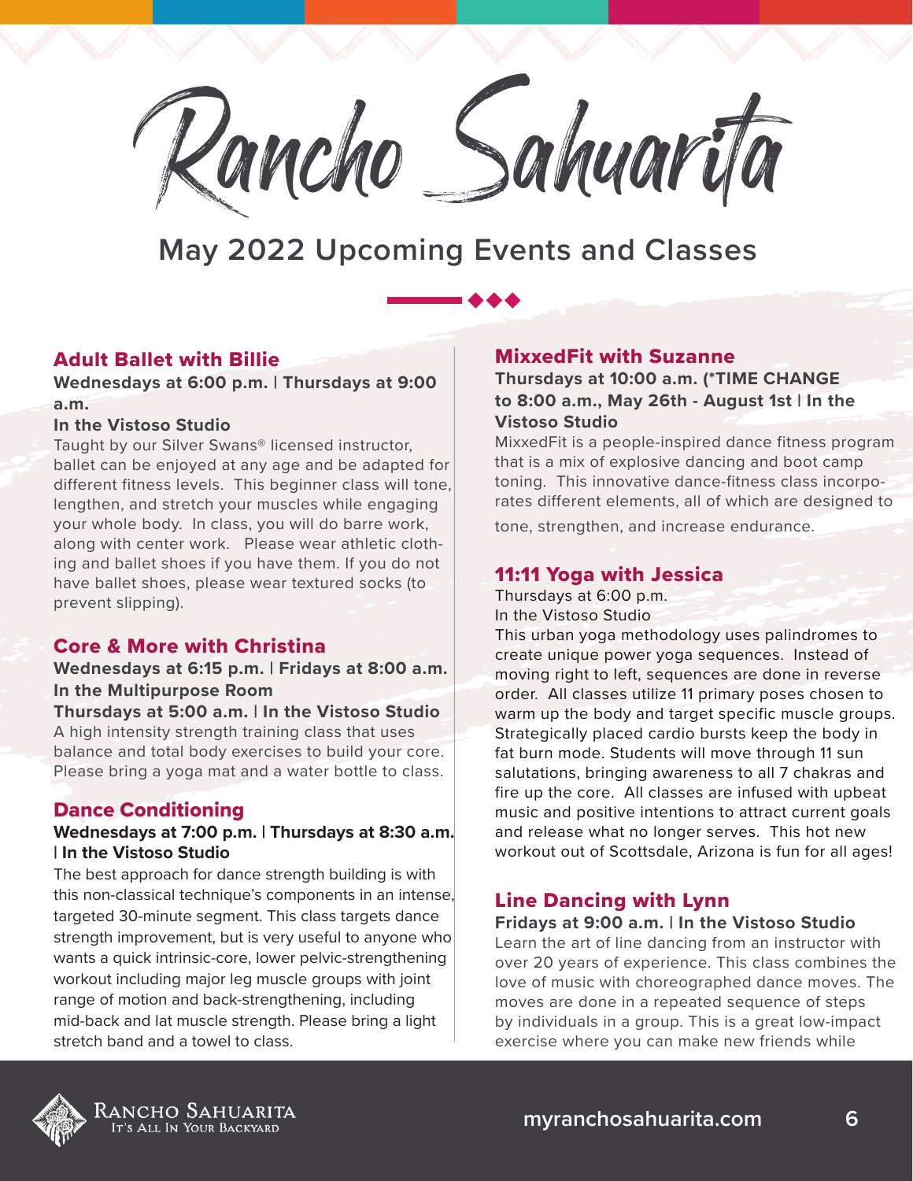# Rancho Sahuarita

## May 2022 Upcoming Events and Classes

### Adult Ballet with Billie

**Wednesdays at 6:00 p.m. | Thursdays at 9:00 a.m.**

**In the Vistoso Studio**

Taught by our Silver Swans® licensed instructor, ballet can be enjoyed at any age and be adapted for different fitness levels. This beginner class will tone, lengthen, and stretch your muscles while engaging your whole body. In class, you will do barre work, along with center work. Please wear athletic clothing and ballet shoes if you have them. If you do not have ballet shoes, please wear textured socks (to prevent slipping).

### Core & More with Christina

**Wednesdays at 6:15 p.m. | Fridays at 8:00 a.m. In the Multipurpose Room**

**Thursdays at 5:00 a.m. | In the Vistoso Studio**

A high intensity strength training class that uses balance and total body exercises to build your core. Please bring a yoga mat and a water bottle to class.

### Dance Conditioning

**Wednesdays at 7:00 p.m. | Thursdays at 8:30 a.m. | In the Vistoso Studio**

The best approach for dance strength building is with this non-classical technique's components in an intense, targeted 30-minute segment. This class targets dance strength improvement, but is very useful to anyone who wants a quick intrinsic-core, lower pelvic-strengthening workout including major leg muscle groups with joint range of motion and back-strengthening, including mid-back and lat muscle strength. Please bring a light stretch band and a towel to class.

### MixxedFit with Suzanne

**Thursdays at 10:00 a.m. (\*TIME CHANGE to 8:00 a.m., May 26th - August 1st | In the Vistoso Studio**

MixxedFit is a people-inspired dance fitness program that is a mix of explosive dancing and boot camp toning. This innovative dance-fitness class incorporates different elements, all of which are designed to tone, strengthen, and increase endurance.

### 11:11 Yoga with Jessica

Thursdays at 6:00 p.m.

In the Vistoso Studio

This urban yoga methodology uses palindromes to create unique power yoga sequences. Instead of moving right to left, sequences are done in reverse order. All classes utilize 11 primary poses chosen to warm up the body and target specific muscle groups. Strategically placed cardio bursts keep the body in fat burn mode. Students will move through 11 sun salutations, bringing awareness to all 7 chakras and fire up the core. All classes are infused with upbeat music and positive intentions to attract current goals and release what no longer serves. This hot new workout out of Scottsdale, Arizona is fun for all ages!

### Line Dancing with Lynn

**Fridays at 9:00 a.m. | In the Vistoso Studio**

Learn the art of line dancing from an instructor with over 20 years of experience. This class combines the love of music with choreographed dance moves. The moves are done in a repeated sequence of steps by individuals in a group. This is a great low-impact exercise where you can make new friends while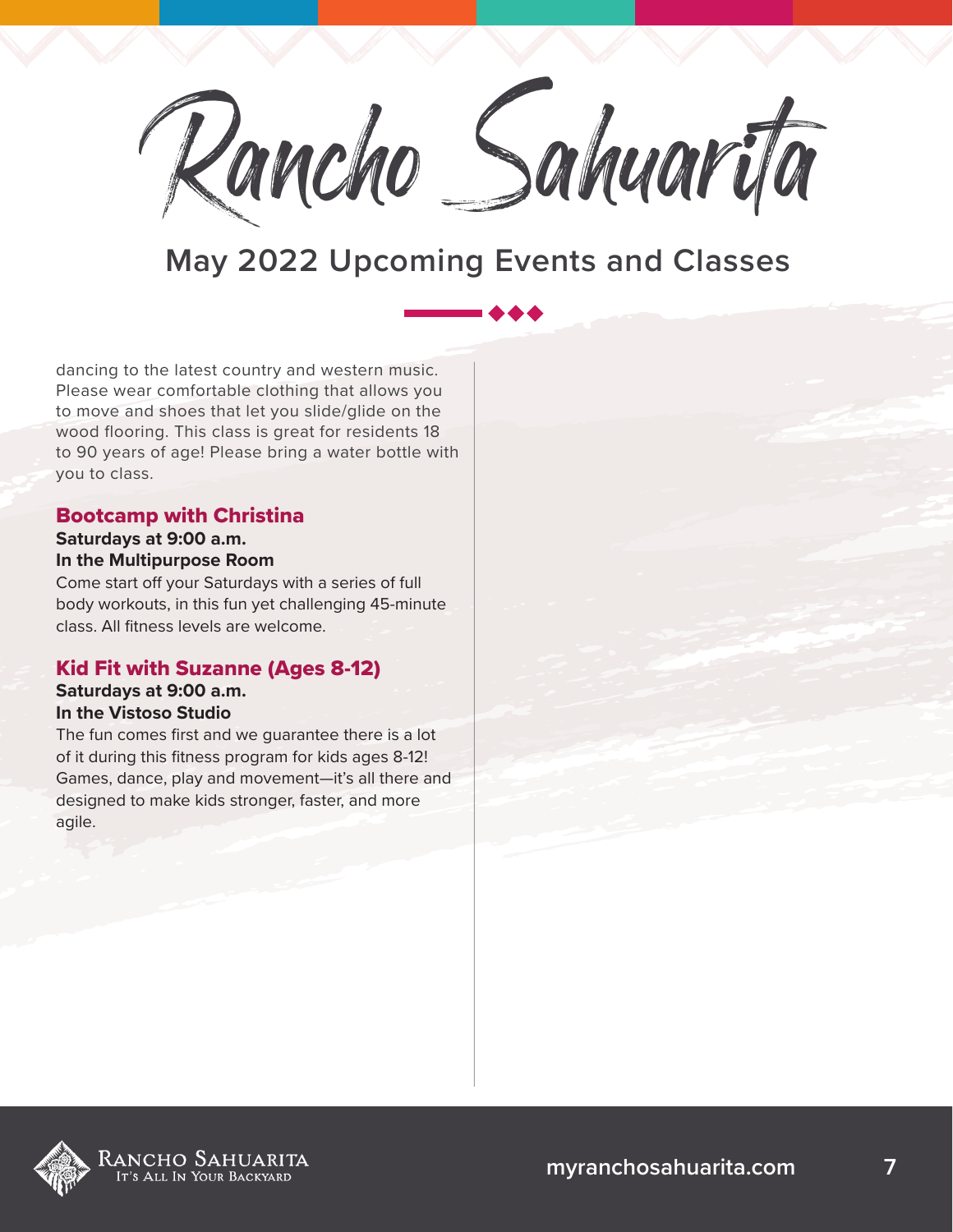dancing to the latest country and western music. Please wear comfortable clothing that allows you to move and shoes that let you slide/glide on the wood flooring. This class is great for residents 18 to 90 years of age! Please bring a water bottle with you to class.

### Bootcamp with Christina

**Saturdays at 9:00 a.m.**
**In the Multipurpose Room**

Come start off your Saturdays with a series of full body workouts, in this fun yet challenging 45-minute class. All fitness levels are welcome.

### Kid Fit with Suzanne (Ages 8-12)

**Saturdays at 9:00 a.m.**
**In the Vistoso Studio**

The fun comes first and we guarantee there is a lot of it during this fitness program for kids ages 8-12! Games, dance, play and movement—it's all there and designed to make kids stronger, faster, and more agile.